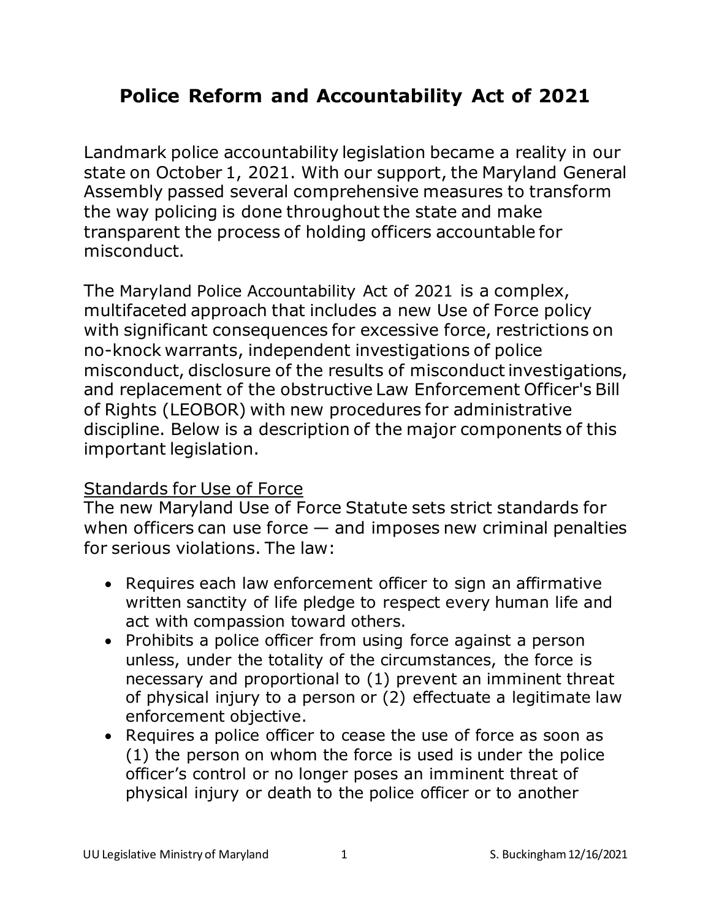# Police Reform and Accountability Act of 2021

Landmark police accountability legislation became a reality in our state on October 1, 2021. With our support, the Maryland General Assembly passed several comprehensive measures to transform the way policing is done throughout the state and make transparent the process of holding officers accountable for misconduct.

The Maryland Police Accountability Act of 2021 is a complex, multifaceted approach that includes a new Use of Force policy with significant consequences for excessive force, restrictions on no-knock warrants, independent investigations of police misconduct, disclosure of the results of misconduct investigations, and replacement of the obstructive Law Enforcement Officer's Bill of Rights (LEOBOR) with new procedures for administrative discipline. Below is a description of the major components of this important legislation.

## Standards for Use of Force

The new Maryland Use of Force Statute sets strict standards for when officers can use force — and imposes new criminal penalties for serious violations. The law:

- Requires each law enforcement officer to sign an affirmative written sanctity of life pledge to respect every human life and act with compassion toward others.
- Prohibits a police officer from using force against a person unless, under the totality of the circumstances, the force is necessary and proportional to (1) prevent an imminent threat of physical injury to a person or (2) effectuate a legitimate law enforcement objective.
- Requires a police officer to cease the use of force as soon as (1) the person on whom the force is used is under the police officer's control or no longer poses an imminent threat of physical injury or death to the police officer or to another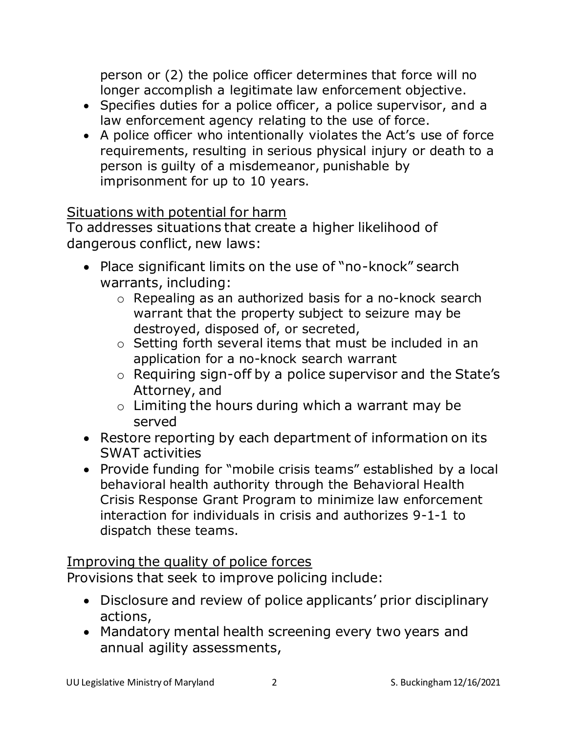person or (2) the police officer determines that force will no longer accomplish a legitimate law enforcement objective.

- Specifies duties for a police officer, a police supervisor, and a law enforcement agency relating to the use of force.
- A police officer who intentionally violates the Act's use of force requirements, resulting in serious physical injury or death to a person is guilty of a misdemeanor, punishable by imprisonment for up to 10 years.

<u>Situations with potential for harm</u>

To addresses situations that create a higher likelihood of dangerous conflict, new laws:

- Place significant limits on the use of "no-knock" search warrants, including:
  - Repealing as an authorized basis for a no-knock search warrant that the property subject to seizure may be destroyed, disposed of, or secreted,
  - Setting forth several items that must be included in an application for a no-knock search warrant
  - Requiring sign-off by a police supervisor and the State's Attorney, and
  - Limiting the hours during which a warrant may be served
- Restore reporting by each department of information on its SWAT activities
- Provide funding for "mobile crisis teams" established by a local behavioral health authority through the Behavioral Health Crisis Response Grant Program to minimize law enforcement interaction for individuals in crisis and authorizes 9-1-1 to dispatch these teams.

<u>Improving the quality of police forces</u>

Provisions that seek to improve policing include:

- Disclosure and review of police applicants' prior disciplinary actions,
- Mandatory mental health screening every two years and annual agility assessments,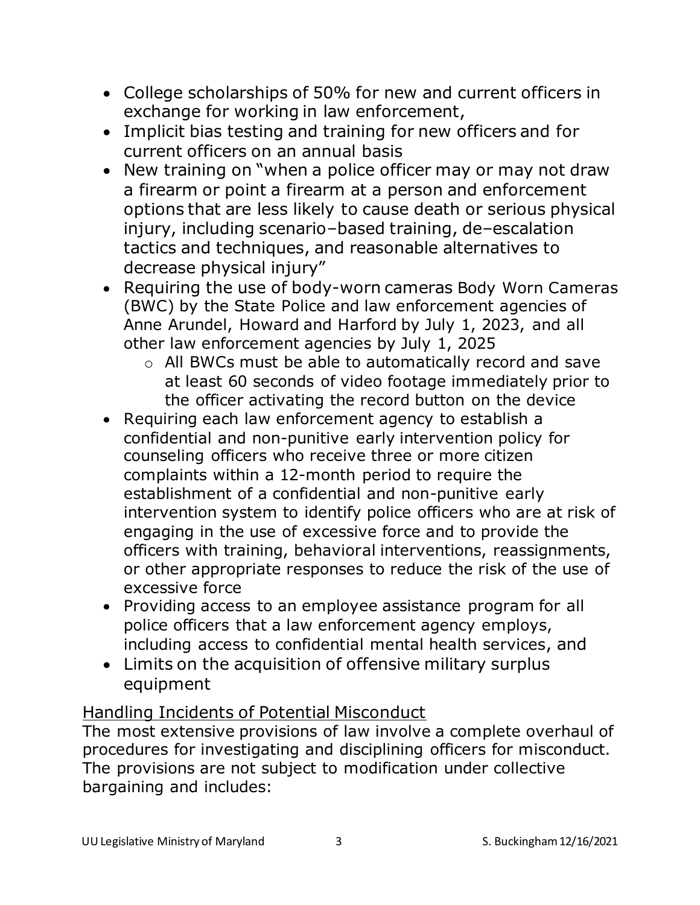- College scholarships of 50% for new and current officers in exchange for working in law enforcement,
- Implicit bias testing and training for new officers and for current officers on an annual basis
- New training on "when a police officer may or may not draw a firearm or point a firearm at a person and enforcement options that are less likely to cause death or serious physical injury, including scenario–based training, de–escalation tactics and techniques, and reasonable alternatives to decrease physical injury"
- Requiring the use of body-worn cameras Body Worn Cameras (BWC) by the State Police and law enforcement agencies of Anne Arundel, Howard and Harford by July 1, 2023, and all other law enforcement agencies by July 1, 2025
  - All BWCs must be able to automatically record and save at least 60 seconds of video footage immediately prior to the officer activating the record button on the device
- Requiring each law enforcement agency to establish a confidential and non-punitive early intervention policy for counseling officers who receive three or more citizen complaints within a 12-month period to require the establishment of a confidential and non-punitive early intervention system to identify police officers who are at risk of engaging in the use of excessive force and to provide the officers with training, behavioral interventions, reassignments, or other appropriate responses to reduce the risk of the use of excessive force
- Providing access to an employee assistance program for all police officers that a law enforcement agency employs, including access to confidential mental health services, and
- Limits on the acquisition of offensive military surplus equipment

<u>Handling Incidents of Potential Misconduct</u>

The most extensive provisions of law involve a complete overhaul of procedures for investigating and disciplining officers for misconduct. The provisions are not subject to modification under collective bargaining and includes: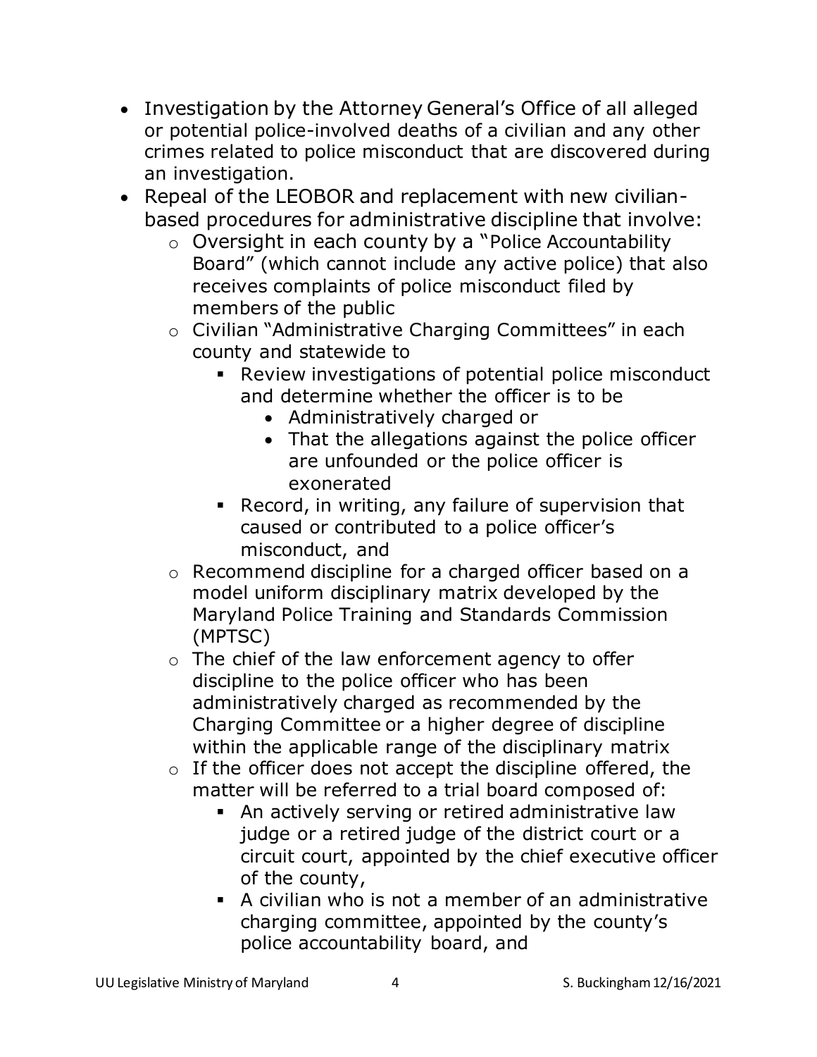- Investigation by the Attorney General's Office of all alleged or potential police-involved deaths of a civilian and any other crimes related to police misconduct that are discovered during an investigation.
- Repeal of the LEOBOR and replacement with new civilian-based procedures for administrative discipline that involve:
  - Oversight in each county by a "Police Accountability Board" (which cannot include any active police) that also receives complaints of police misconduct filed by members of the public
  - Civilian "Administrative Charging Committees" in each county and statewide to
    - Review investigations of potential police misconduct and determine whether the officer is to be
      - Administratively charged or
      - That the allegations against the police officer are unfounded or the police officer is exonerated
    - Record, in writing, any failure of supervision that caused or contributed to a police officer's misconduct, and
  - Recommend discipline for a charged officer based on a model uniform disciplinary matrix developed by the Maryland Police Training and Standards Commission (MPTSC)
  - The chief of the law enforcement agency to offer discipline to the police officer who has been administratively charged as recommended by the Charging Committee or a higher degree of discipline within the applicable range of the disciplinary matrix
  - If the officer does not accept the discipline offered, the matter will be referred to a trial board composed of:
    - An actively serving or retired administrative law judge or a retired judge of the district court or a circuit court, appointed by the chief executive officer of the county,
    - A civilian who is not a member of an administrative charging committee, appointed by the county's police accountability board, and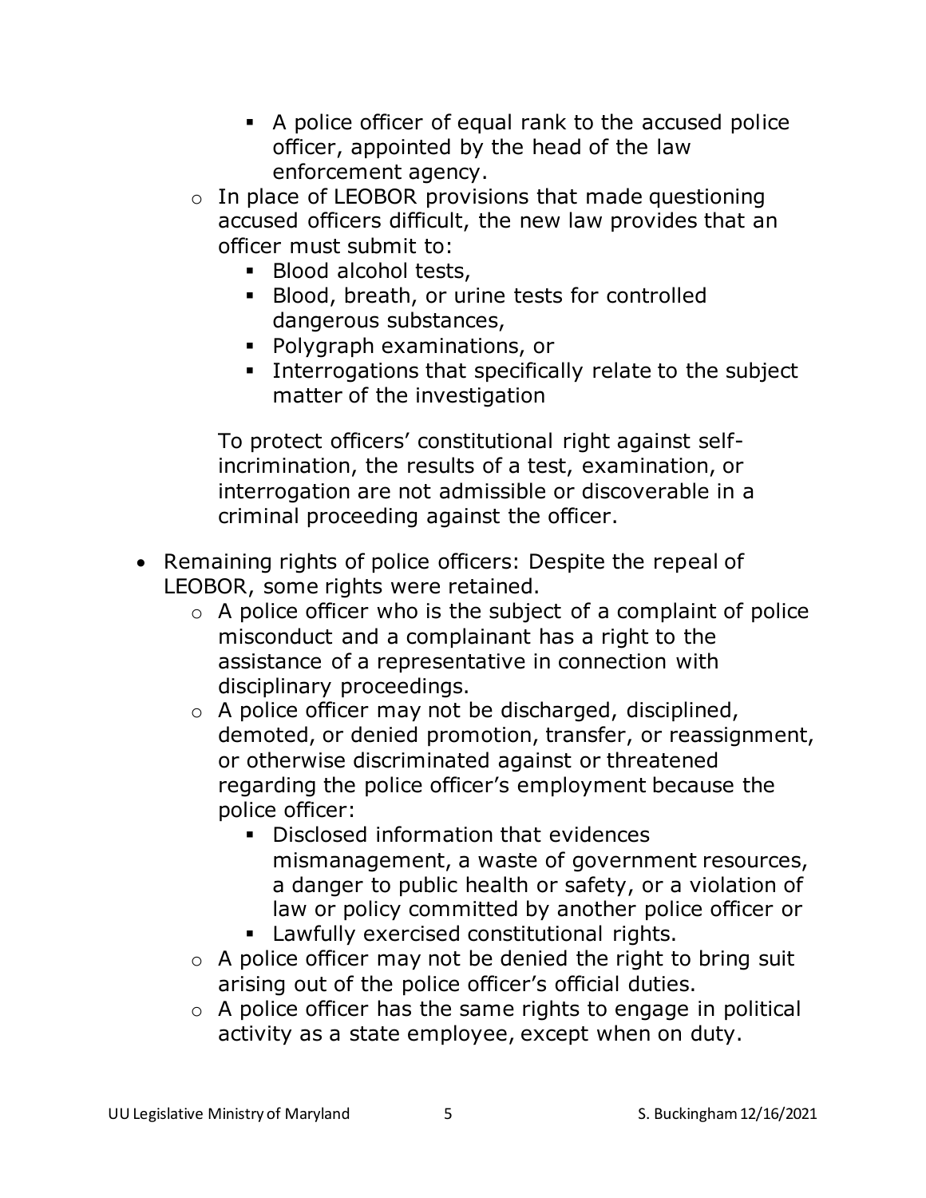- A police officer of equal rank to the accused police officer, appointed by the head of the law enforcement agency.
    - In place of LEOBOR provisions that made questioning accused officers difficult, the new law provides that an officer must submit to:
        - Blood alcohol tests,
        - Blood, breath, or urine tests for controlled dangerous substances,
        - Polygraph examinations, or
        - Interrogations that specifically relate to the subject matter of the investigation

      To protect officers' constitutional right against self-incrimination, the results of a test, examination, or interrogation are not admissible or discoverable in a criminal proceeding against the officer.

- Remaining rights of police officers: Despite the repeal of LEOBOR, some rights were retained.
    - A police officer who is the subject of a complaint of police misconduct and a complainant has a right to the assistance of a representative in connection with disciplinary proceedings.
    - A police officer may not be discharged, disciplined, demoted, or denied promotion, transfer, or reassignment, or otherwise discriminated against or threatened regarding the police officer's employment because the police officer:
        - Disclosed information that evidences mismanagement, a waste of government resources, a danger to public health or safety, or a violation of law or policy committed by another police officer or
        - Lawfully exercised constitutional rights.
    - A police officer may not be denied the right to bring suit arising out of the police officer's official duties.
    - A police officer has the same rights to engage in political activity as a state employee, except when on duty.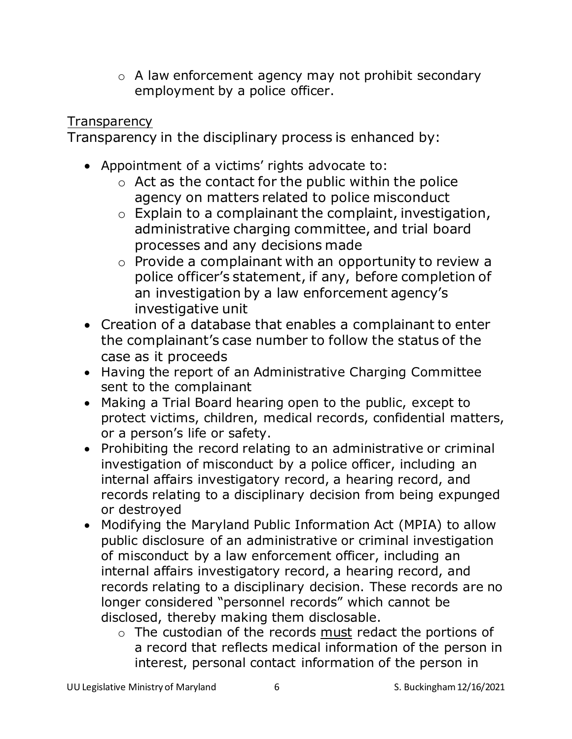- A law enforcement agency may not prohibit secondary employment by a police officer.

<u>Transparency</u>

Transparency in the disciplinary process is enhanced by:

- Appointment of a victims' rights advocate to:
  - Act as the contact for the public within the police agency on matters related to police misconduct
  - Explain to a complainant the complaint, investigation, administrative charging committee, and trial board processes and any decisions made
  - Provide a complainant with an opportunity to review a police officer's statement, if any, before completion of an investigation by a law enforcement agency's investigative unit
- Creation of a database that enables a complainant to enter the complainant's case number to follow the status of the case as it proceeds
- Having the report of an Administrative Charging Committee sent to the complainant
- Making a Trial Board hearing open to the public, except to protect victims, children, medical records, confidential matters, or a person's life or safety.
- Prohibiting the record relating to an administrative or criminal investigation of misconduct by a police officer, including an internal affairs investigatory record, a hearing record, and records relating to a disciplinary decision from being expunged or destroyed
- Modifying the Maryland Public Information Act (MPIA) to allow public disclosure of an administrative or criminal investigation of misconduct by a law enforcement officer, including an internal affairs investigatory record, a hearing record, and records relating to a disciplinary decision. These records are no longer considered "personnel records" which cannot be disclosed, thereby making them disclosable.
  - The custodian of the records <u>must</u> redact the portions of a record that reflects medical information of the person in interest, personal contact information of the person in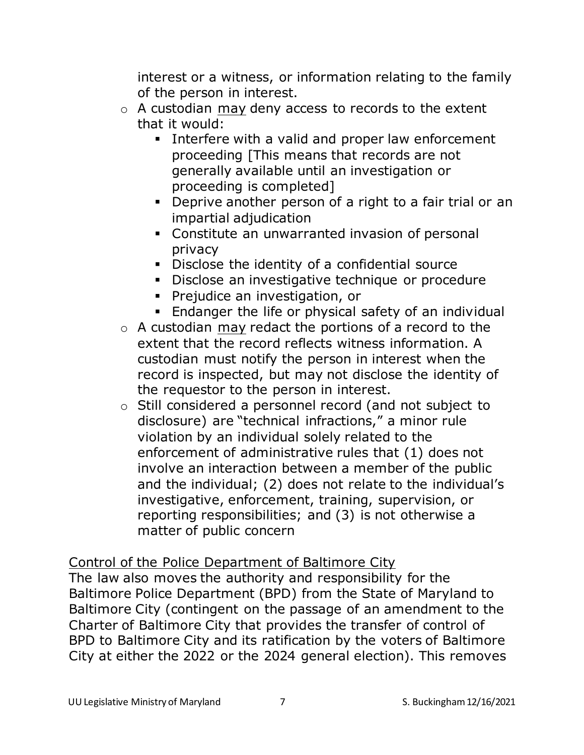interest or a witness, or information relating to the family of the person in interest.

- A custodian <u>may</u> deny access to records to the extent that it would:
    - Interfere with a valid and proper law enforcement proceeding [This means that records are not generally available until an investigation or proceeding is completed]
    - Deprive another person of a right to a fair trial or an impartial adjudication
    - Constitute an unwarranted invasion of personal privacy
    - Disclose the identity of a confidential source
    - Disclose an investigative technique or procedure
    - Prejudice an investigation, or
    - Endanger the life or physical safety of an individual
- A custodian <u>may</u> redact the portions of a record to the extent that the record reflects witness information. A custodian must notify the person in interest when the record is inspected, but may not disclose the identity of the requestor to the person in interest.
- Still considered a personnel record (and not subject to disclosure) are "technical infractions," a minor rule violation by an individual solely related to the enforcement of administrative rules that (1) does not involve an interaction between a member of the public and the individual; (2) does not relate to the individual's investigative, enforcement, training, supervision, or reporting responsibilities; and (3) is not otherwise a matter of public concern

<u>Control of the Police Department of Baltimore City</u>

The law also moves the authority and responsibility for the Baltimore Police Department (BPD) from the State of Maryland to Baltimore City (contingent on the passage of an amendment to the Charter of Baltimore City that provides the transfer of control of BPD to Baltimore City and its ratification by the voters of Baltimore City at either the 2022 or the 2024 general election). This removes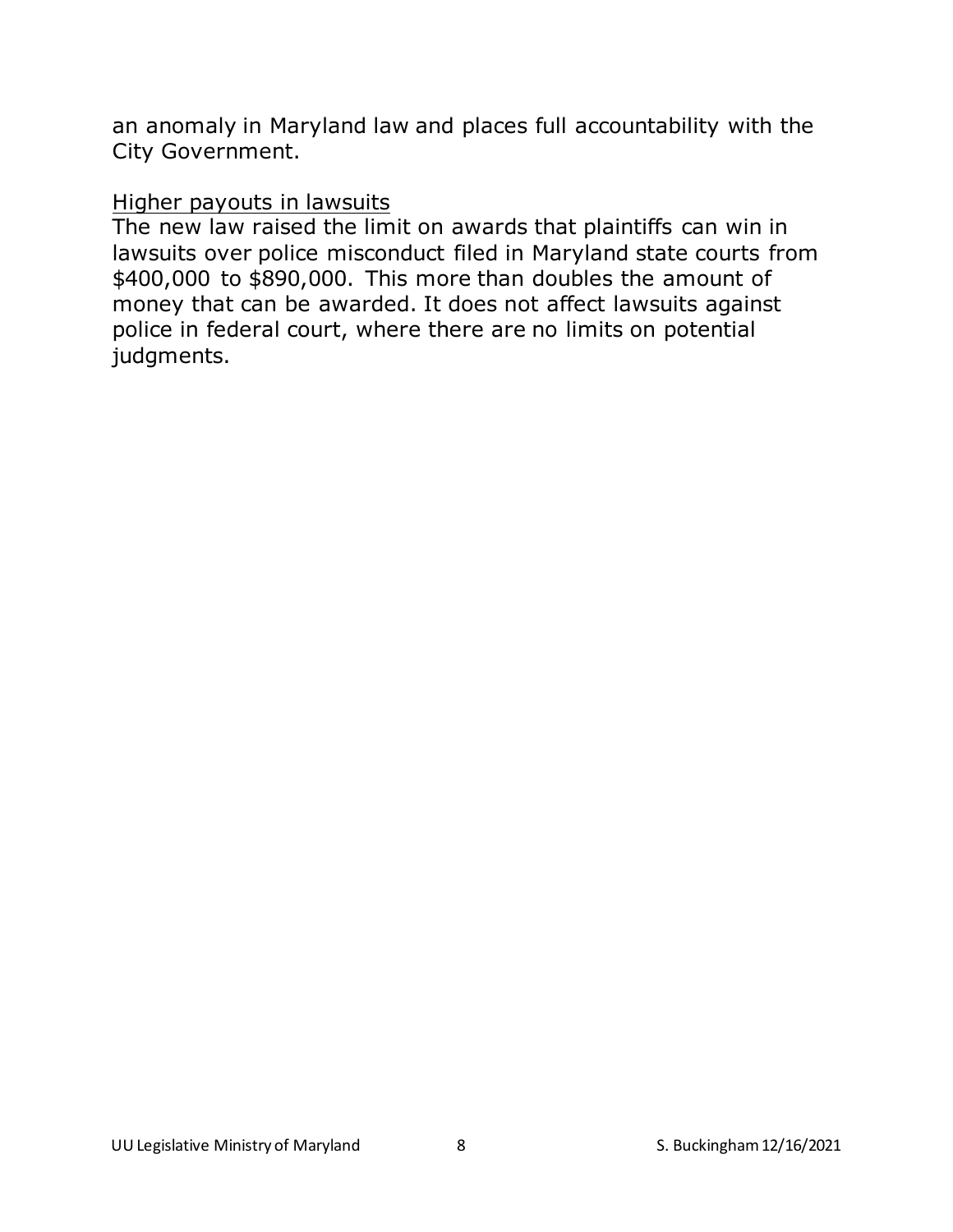an anomaly in Maryland law and places full accountability with the City Government.

<u>Higher payouts in lawsuits</u>

The new law raised the limit on awards that plaintiffs can win in lawsuits over police misconduct filed in Maryland state courts from $400,000 to $890,000. This more than doubles the amount of money that can be awarded. It does not affect lawsuits against police in federal court, where there are no limits on potential judgments.